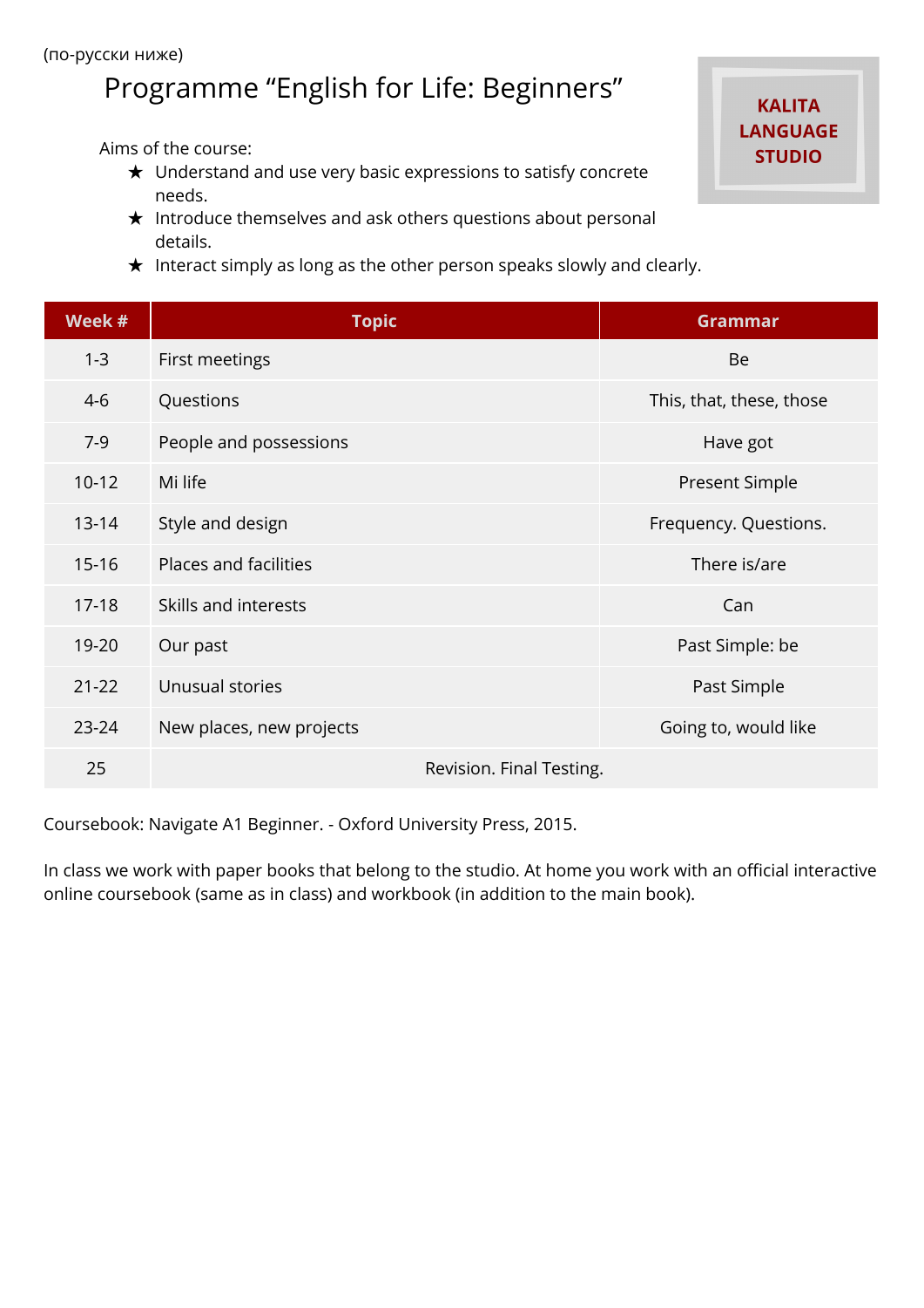(по-русски ниже)

# Programme "English for Life: Beginners"

**KALITA LANGUAGE STUDIO**

Aims of the course:

- ★ Understand and use very basic expressions to satisfy concrete needs.
- ★ Introduce themselves and ask others questions about personal details.
- ★ Interact simply as long as the other person speaks slowly and clearly.

| Week # | Topic | Grammar |
|---|---|---|
| 1-3 | First meetings | Be |
| 4-6 | Questions | This, that, these, those |
| 7-9 | People and possessions | Have got |
| 10-12 | Mi life | Present Simple |
| 13-14 | Style and design | Frequency. Questions. |
| 15-16 | Places and facilities | There is/are |
| 17-18 | Skills and interests | Can |
| 19-20 | Our past | Past Simple: be |
| 21-22 | Unusual stories | Past Simple |
| 23-24 | New places, new projects | Going to, would like |
| 25 | Revision. Final Testing. | |

Coursebook: Navigate A1 Beginner. - Oxford University Press, 2015.

In class we work with paper books that belong to the studio. At home you work with an official interactive online coursebook (same as in class) and workbook (in addition to the main book).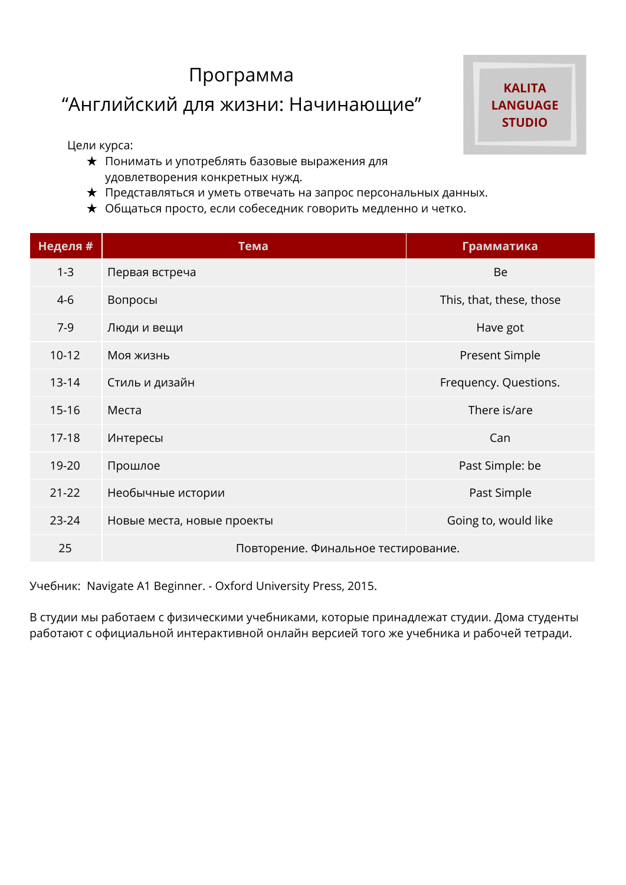# Программа
# “Английский для жизни: Начинающие”

KALITA LANGUAGE STUDIO

Цели курса:

- ★ Понимать и употреблять базовые выражения для удовлетворения конкретных нужд.
- ★ Представляться и уметь отвечать на запрос персональных данных.
- ★ Общаться просто, если собеседник говорить медленно и четко.

| Неделя # | Тема | Грамматика |
|---|---|---|
| 1-3 | Первая встреча | Be |
| 4-6 | Вопросы | This, that, these, those |
| 7-9 | Люди и вещи | Have got |
| 10-12 | Моя жизнь | Present Simple |
| 13-14 | Стиль и дизайн | Frequency. Questions. |
| 15-16 | Места | There is/are |
| 17-18 | Интересы | Can |
| 19-20 | Прошлое | Past Simple: be |
| 21-22 | Необычные истории | Past Simple |
| 23-24 | Новые места, новые проекты | Going to, would like |
| 25 | Повторение. Финальное тестирование. | |

Учебник: Navigate A1 Beginner. - Oxford University Press, 2015.

В студии мы работаем с физическими учебниками, которые принадлежат студии. Дома студенты работают с официальной интерактивной онлайн версией того же учебника и рабочей тетради.